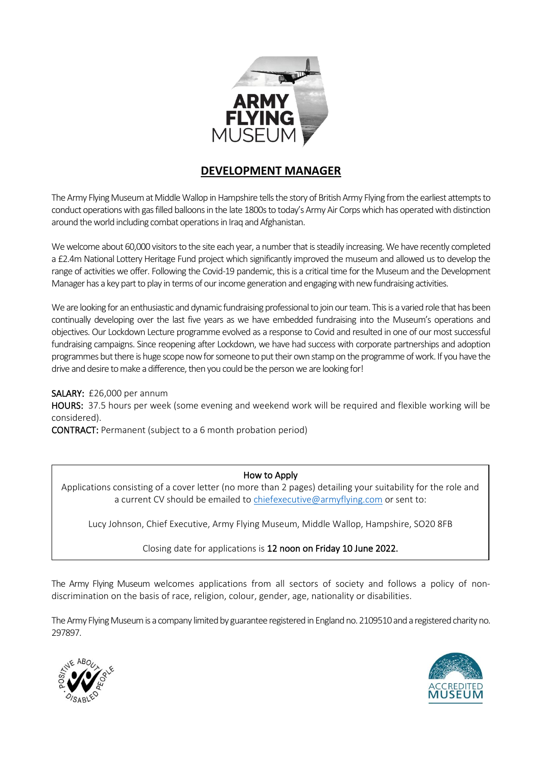# DEVELOPMENT MANAGER

The Army Flying Museum at Middle Wallop in Hampshire tells the story of British Army Flying from the earliest attempts to conduct operations with gas filled balloons in the late 1800s to today's Army Air Corps which has operated with distinction around the world including combat operations in Iraq and Afghanistan.

We welcome about 60,000 visitors to the site each year, a number that is steadily increasing. We have recently completed a £2.4m National Lottery Heritage Fund project which significantly improved the museum and allowed us to develop the range of activities we offer. Following the Covid-19 pandemic, this is a critical time for the Museum and the Development Manager has a key part to play in terms of our income generation and engaging with new fundraising activities.

We are looking for an enthusiastic and dynamic fundraising professional to join our team. This is a varied role that has been continually developing over the last five years as we have embedded fundraising into the Museum's operations and objectives. Our Lockdown Lecture programme evolved as a response to Covid and resulted in one of our most successful fundraising campaigns. Since reopening after Lockdown, we have had success with corporate partnerships and adoption programmes but there is huge scope now for someone to put their own stamp on the programme of work. If you have the drive and desire to make a difference, then you could be the person we are looking for!

**SALARY:** £26,000 per annum

**HOURS:** 37.5 hours per week (some evening and weekend work will be required and flexible working will be considered).

**CONTRACT:** Permanent (subject to a 6 month probation period)

**How to Apply**

Applications consisting of a cover letter (no more than 2 pages) detailing your suitability for the role and a current CV should be emailed to chiefexecutive@armyflying.com or sent to:

Lucy Johnson, Chief Executive, Army Flying Museum, Middle Wallop, Hampshire, SO20 8FB

Closing date for applications is **12 noon on Friday 10 June 2022.**

The Army Flying Museum welcomes applications from all sectors of society and follows a policy of non-discrimination on the basis of race, religion, colour, gender, age, nationality or disabilities.

The Army Flying Museum is a company limited by guarantee registered in England no. 2109510 and a registered charity no. 297897.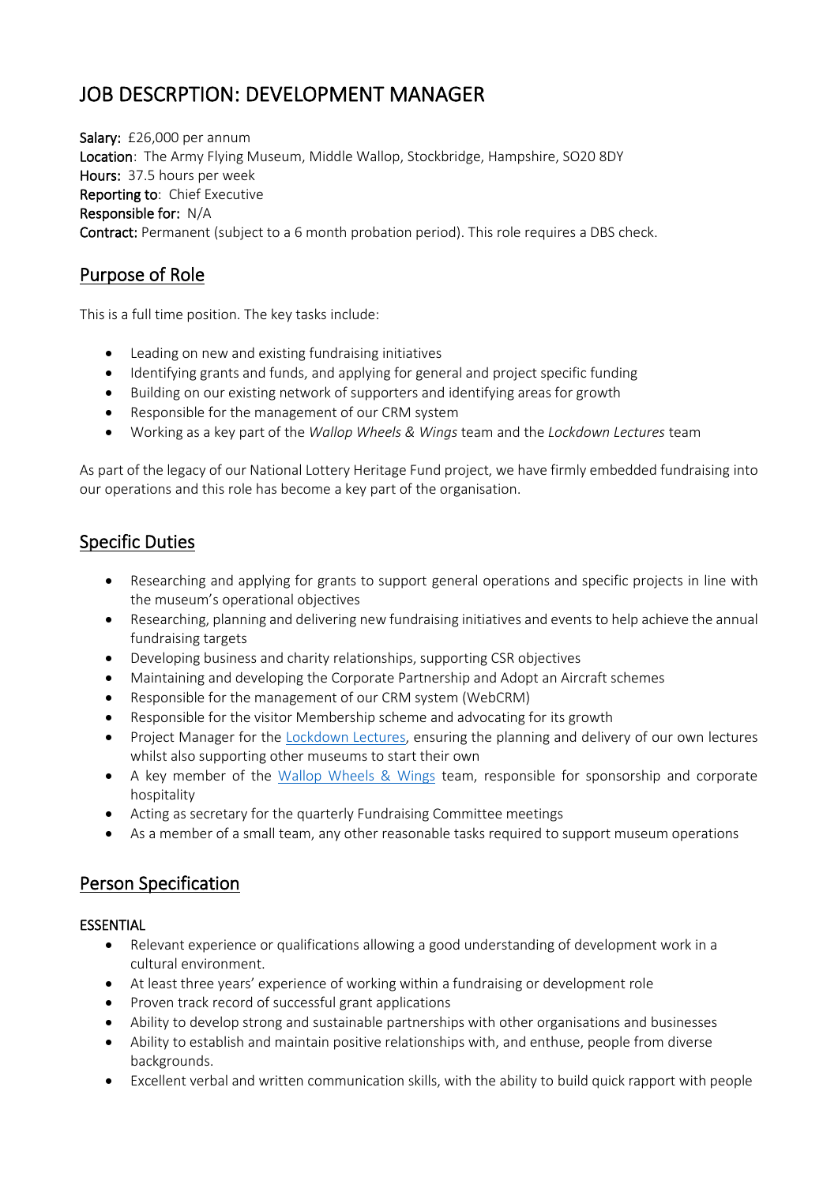# JOB DESCRPTION: DEVELOPMENT MANAGER

**Salary:** £26,000 per annum
**Location**: The Army Flying Museum, Middle Wallop, Stockbridge, Hampshire, SO20 8DY
**Hours:** 37.5 hours per week
**Reporting to**: Chief Executive
**Responsible for:** N/A
**Contract:** Permanent (subject to a 6 month probation period). This role requires a DBS check.

## Purpose of Role

This is a full time position. The key tasks include:

- Leading on new and existing fundraising initiatives
- Identifying grants and funds, and applying for general and project specific funding
- Building on our existing network of supporters and identifying areas for growth
- Responsible for the management of our CRM system
- Working as a key part of the *Wallop Wheels & Wings* team and the *Lockdown Lectures* team

As part of the legacy of our National Lottery Heritage Fund project, we have firmly embedded fundraising into our operations and this role has become a key part of the organisation.

## Specific Duties

- Researching and applying for grants to support general operations and specific projects in line with the museum's operational objectives
- Researching, planning and delivering new fundraising initiatives and events to help achieve the annual fundraising targets
- Developing business and charity relationships, supporting CSR objectives
- Maintaining and developing the Corporate Partnership and Adopt an Aircraft schemes
- Responsible for the management of our CRM system (WebCRM)
- Responsible for the visitor Membership scheme and advocating for its growth
- Project Manager for the Lockdown Lectures, ensuring the planning and delivery of our own lectures whilst also supporting other museums to start their own
- A key member of the Wallop Wheels & Wings team, responsible for sponsorship and corporate hospitality
- Acting as secretary for the quarterly Fundraising Committee meetings
- As a member of a small team, any other reasonable tasks required to support museum operations

## Person Specification

### ESSENTIAL

- Relevant experience or qualifications allowing a good understanding of development work in a cultural environment.
- At least three years' experience of working within a fundraising or development role
- Proven track record of successful grant applications
- Ability to develop strong and sustainable partnerships with other organisations and businesses
- Ability to establish and maintain positive relationships with, and enthuse, people from diverse backgrounds.
- Excellent verbal and written communication skills, with the ability to build quick rapport with people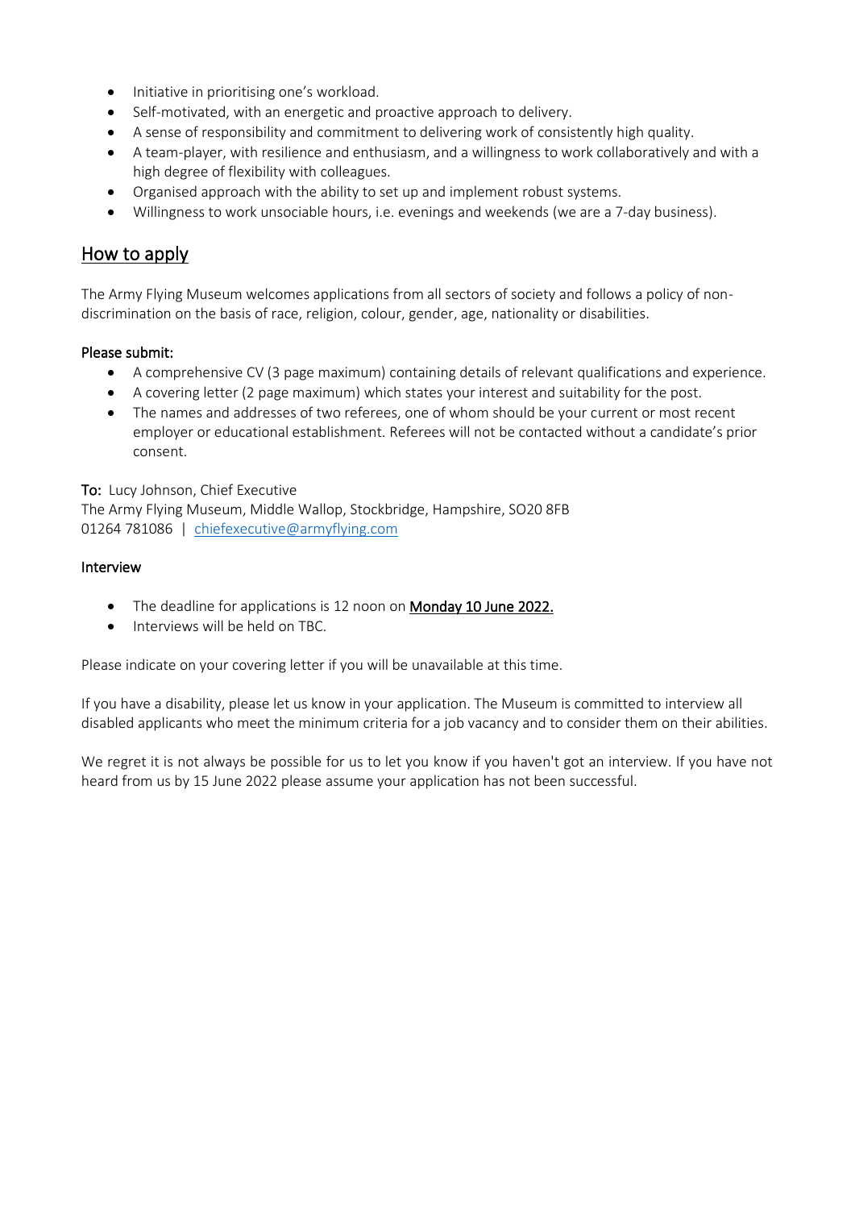- Initiative in prioritising one's workload.
- Self-motivated, with an energetic and proactive approach to delivery.
- A sense of responsibility and commitment to delivering work of consistently high quality.
- A team-player, with resilience and enthusiasm, and a willingness to work collaboratively and with a high degree of flexibility with colleagues.
- Organised approach with the ability to set up and implement robust systems.
- Willingness to work unsociable hours, i.e. evenings and weekends (we are a 7-day business).

## How to apply

The Army Flying Museum welcomes applications from all sectors of society and follows a policy of non-discrimination on the basis of race, religion, colour, gender, age, nationality or disabilities.

**Please submit:**

- A comprehensive CV (3 page maximum) containing details of relevant qualifications and experience.
- A covering letter (2 page maximum) which states your interest and suitability for the post.
- The names and addresses of two referees, one of whom should be your current or most recent employer or educational establishment. Referees will not be contacted without a candidate's prior consent.

**To:** Lucy Johnson, Chief Executive
The Army Flying Museum, Middle Wallop, Stockbridge, Hampshire, SO20 8FB
01264 781086 | chiefexecutive@armyflying.com

**Interview**

- The deadline for applications is 12 noon on **Monday 10 June 2022.**
- Interviews will be held on TBC.

Please indicate on your covering letter if you will be unavailable at this time.

If you have a disability, please let us know in your application. The Museum is committed to interview all disabled applicants who meet the minimum criteria for a job vacancy and to consider them on their abilities.

We regret it is not always be possible for us to let you know if you haven't got an interview. If you have not heard from us by 15 June 2022 please assume your application has not been successful.